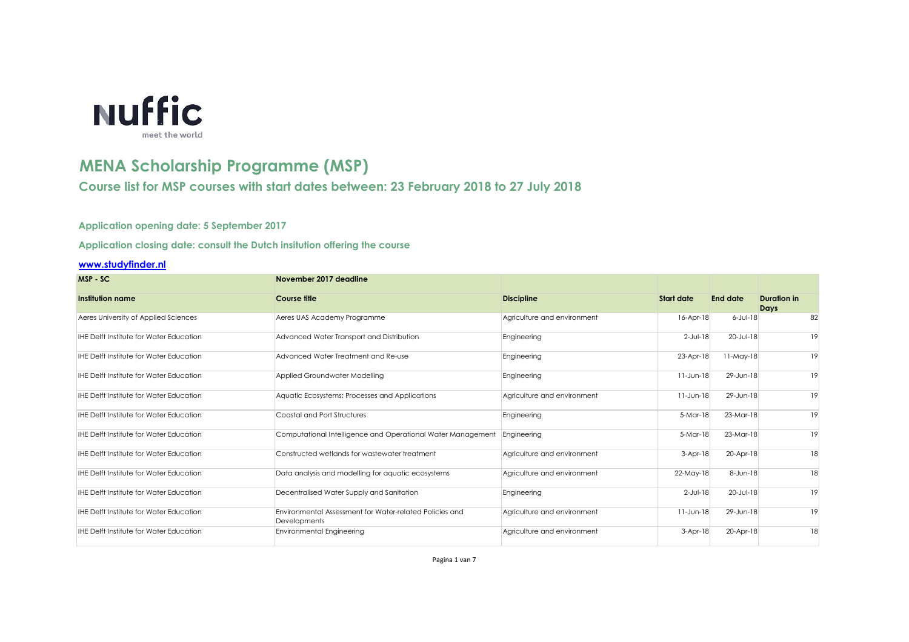# MENA Scholarship Programme (MSP)

## Course list for MSP courses with start dates between: 23 February 2018 to 27 July 2018

**Application opening date: 5 September 2017**

**Application closing date: consult the Dutch insitution offering the course**

**[www.studyfinder.nl](http://www.studyfinder.nl)**

| MSP - SC | November 2017 deadline | | | | |
|---|---|---|---|---|---|
| **Institution name** | **Course title** | **Discipline** | **Start date** | **End date** | **Duration in Days** |
| Aeres University of Applied Sciences | Aeres UAS Academy Programme | Agriculture and environment | 16-Apr-18 | 6-Jul-18 | 82 |
| IHE Delft Institute for Water Education | Advanced Water Transport and Distribution | Engineering | 2-Jul-18 | 20-Jul-18 | 19 |
| IHE Delft Institute for Water Education | Advanced Water Treatment and Re-use | Engineering | 23-Apr-18 | 11-May-18 | 19 |
| IHE Delft Institute for Water Education | Applied Groundwater Modelling | Engineering | 11-Jun-18 | 29-Jun-18 | 19 |
| IHE Delft Institute for Water Education | Aquatic Ecosystems: Processes and Applications | Agriculture and environment | 11-Jun-18 | 29-Jun-18 | 19 |
| IHE Delft Institute for Water Education | Coastal and Port Structures | Engineering | 5-Mar-18 | 23-Mar-18 | 19 |
| IHE Delft Institute for Water Education | Computational Intelligence and Operational Water Management | Engineering | 5-Mar-18 | 23-Mar-18 | 19 |
| IHE Delft Institute for Water Education | Constructed wetlands for wastewater treatment | Agriculture and environment | 3-Apr-18 | 20-Apr-18 | 18 |
| IHE Delft Institute for Water Education | Data analysis and modelling for aquatic ecosystems | Agriculture and environment | 22-May-18 | 8-Jun-18 | 18 |
| IHE Delft Institute for Water Education | Decentralised Water Supply and Sanitation | Engineering | 2-Jul-18 | 20-Jul-18 | 19 |
| IHE Delft Institute for Water Education | Environmental Assessment for Water-related Policies and Developments | Agriculture and environment | 11-Jun-18 | 29-Jun-18 | 19 |
| IHE Delft Institute for Water Education | Environmental Engineering | Agriculture and environment | 3-Apr-18 | 20-Apr-18 | 18 |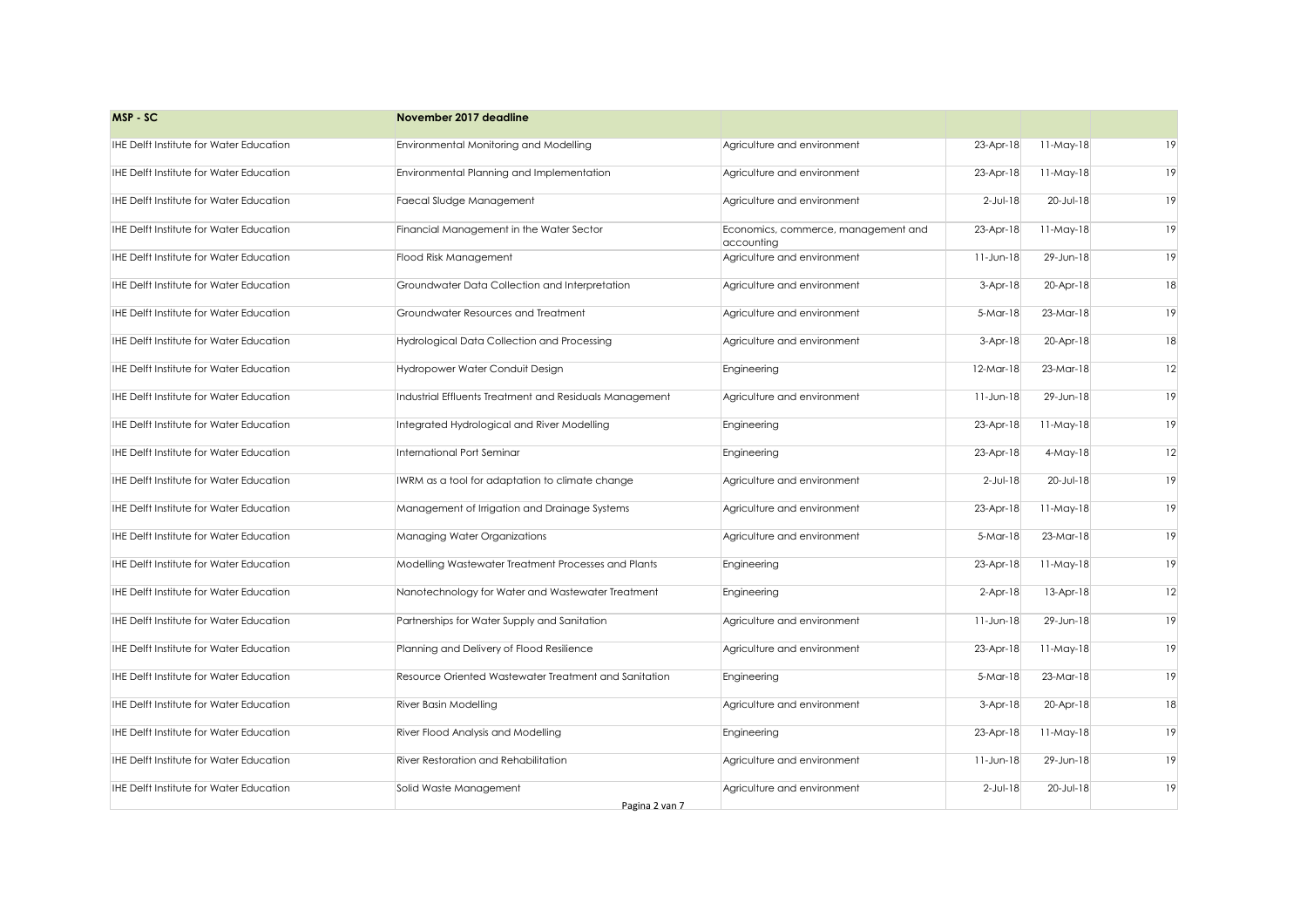| MSP - SC | November 2017 deadline | | | | |
|---|---|---|---|---|---|
| IHE Delft Institute for Water Education | Environmental Monitoring and Modelling | Agriculture and environment | 23-Apr-18 | 11-May-18 | 19 |
| IHE Delft Institute for Water Education | Environmental Planning and Implementation | Agriculture and environment | 23-Apr-18 | 11-May-18 | 19 |
| IHE Delft Institute for Water Education | Faecal Sludge Management | Agriculture and environment | 2-Jul-18 | 20-Jul-18 | 19 |
| IHE Delft Institute for Water Education | Financial Management in the Water Sector | Economics, commerce, management and accounting | 23-Apr-18 | 11-May-18 | 19 |
| IHE Delft Institute for Water Education | Flood Risk Management | Agriculture and environment | 11-Jun-18 | 29-Jun-18 | 19 |
| IHE Delft Institute for Water Education | Groundwater Data Collection and Interpretation | Agriculture and environment | 3-Apr-18 | 20-Apr-18 | 18 |
| IHE Delft Institute for Water Education | Groundwater Resources and Treatment | Agriculture and environment | 5-Mar-18 | 23-Mar-18 | 19 |
| IHE Delft Institute for Water Education | Hydrological Data Collection and Processing | Agriculture and environment | 3-Apr-18 | 20-Apr-18 | 18 |
| IHE Delft Institute for Water Education | Hydropower Water Conduit Design | Engineering | 12-Mar-18 | 23-Mar-18 | 12 |
| IHE Delft Institute for Water Education | Industrial Effluents Treatment and Residuals Management | Agriculture and environment | 11-Jun-18 | 29-Jun-18 | 19 |
| IHE Delft Institute for Water Education | Integrated Hydrological and River Modelling | Engineering | 23-Apr-18 | 11-May-18 | 19 |
| IHE Delft Institute for Water Education | International Port Seminar | Engineering | 23-Apr-18 | 4-May-18 | 12 |
| IHE Delft Institute for Water Education | IWRM as a tool for adaptation to climate change | Agriculture and environment | 2-Jul-18 | 20-Jul-18 | 19 |
| IHE Delft Institute for Water Education | Management of Irrigation and Drainage Systems | Agriculture and environment | 23-Apr-18 | 11-May-18 | 19 |
| IHE Delft Institute for Water Education | Managing Water Organizations | Agriculture and environment | 5-Mar-18 | 23-Mar-18 | 19 |
| IHE Delft Institute for Water Education | Modelling Wastewater Treatment Processes and Plants | Engineering | 23-Apr-18 | 11-May-18 | 19 |
| IHE Delft Institute for Water Education | Nanotechnology for Water and Wastewater Treatment | Engineering | 2-Apr-18 | 13-Apr-18 | 12 |
| IHE Delft Institute for Water Education | Partnerships for Water Supply and Sanitation | Agriculture and environment | 11-Jun-18 | 29-Jun-18 | 19 |
| IHE Delft Institute for Water Education | Planning and Delivery of Flood Resilience | Agriculture and environment | 23-Apr-18 | 11-May-18 | 19 |
| IHE Delft Institute for Water Education | Resource Oriented Wastewater Treatment and Sanitation | Engineering | 5-Mar-18 | 23-Mar-18 | 19 |
| IHE Delft Institute for Water Education | River Basin Modelling | Agriculture and environment | 3-Apr-18 | 20-Apr-18 | 18 |
| IHE Delft Institute for Water Education | River Flood Analysis and Modelling | Engineering | 23-Apr-18 | 11-May-18 | 19 |
| IHE Delft Institute for Water Education | River Restoration and Rehabilitation | Agriculture and environment | 11-Jun-18 | 29-Jun-18 | 19 |
| IHE Delft Institute for Water Education | Solid Waste Management | Agriculture and environment | 2-Jul-18 | 20-Jul-18 | 19 |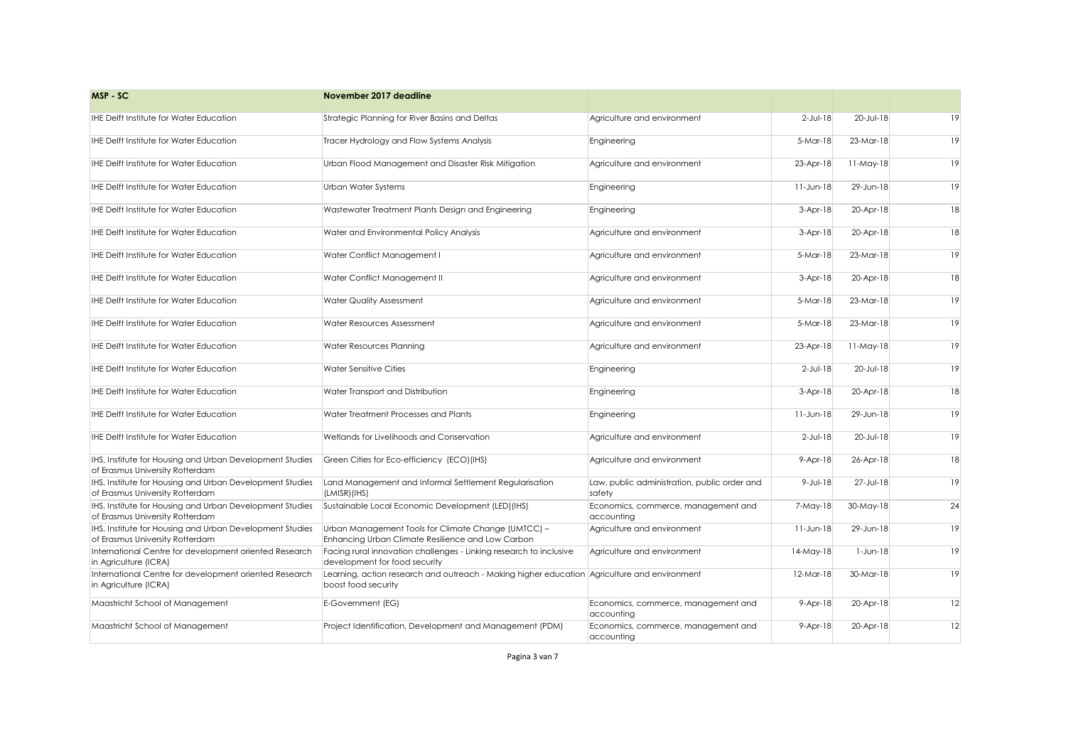| MSP - SC | November 2017 deadline | | | | |
|---|---|---|---|---|---|
| IHE Delft Institute for Water Education | Strategic Planning for River Basins and Deltas | Agriculture and environment | 2-Jul-18 | 20-Jul-18 | 19 |
| IHE Delft Institute for Water Education | Tracer Hydrology and Flow Systems Analysis | Engineering | 5-Mar-18 | 23-Mar-18 | 19 |
| IHE Delft Institute for Water Education | Urban Flood Management and Disaster Risk Mitigation | Agriculture and environment | 23-Apr-18 | 11-May-18 | 19 |
| IHE Delft Institute for Water Education | Urban Water Systems | Engineering | 11-Jun-18 | 29-Jun-18 | 19 |
| IHE Delft Institute for Water Education | Wastewater Treatment Plants Design and Engineering | Engineering | 3-Apr-18 | 20-Apr-18 | 18 |
| IHE Delft Institute for Water Education | Water and Environmental Policy Analysis | Agriculture and environment | 3-Apr-18 | 20-Apr-18 | 18 |
| IHE Delft Institute for Water Education | Water Conflict Management I | Agriculture and environment | 5-Mar-18 | 23-Mar-18 | 19 |
| IHE Delft Institute for Water Education | Water Conflict Management II | Agriculture and environment | 3-Apr-18 | 20-Apr-18 | 18 |
| IHE Delft Institute for Water Education | Water Quality Assessment | Agriculture and environment | 5-Mar-18 | 23-Mar-18 | 19 |
| IHE Delft Institute for Water Education | Water Resources Assessment | Agriculture and environment | 5-Mar-18 | 23-Mar-18 | 19 |
| IHE Delft Institute for Water Education | Water Resources Planning | Agriculture and environment | 23-Apr-18 | 11-May-18 | 19 |
| IHE Delft Institute for Water Education | Water Sensitive Cities | Engineering | 2-Jul-18 | 20-Jul-18 | 19 |
| IHE Delft Institute for Water Education | Water Transport and Distribution | Engineering | 3-Apr-18 | 20-Apr-18 | 18 |
| IHE Delft Institute for Water Education | Water Treatment Processes and Plants | Engineering | 11-Jun-18 | 29-Jun-18 | 19 |
| IHE Delft Institute for Water Education | Wetlands for Livelihoods and Conservation | Agriculture and environment | 2-Jul-18 | 20-Jul-18 | 19 |
| IHS, Institute for Housing and Urban Development Studies of Erasmus University Rotterdam | Green Cities for Eco-efficiency (ECO)(IHS) | Agriculture and environment | 9-Apr-18 | 26-Apr-18 | 18 |
| IHS, Institute for Housing and Urban Development Studies of Erasmus University Rotterdam | Land Management and Informal Settlement Regularisation (LMISR)(IHS) | Law, public administration, public order and safety | 9-Jul-18 | 27-Jul-18 | 19 |
| IHS, Institute for Housing and Urban Development Studies of Erasmus University Rotterdam | Sustainable Local Economic Development (LED)(IHS) | Economics, commerce, management and accounting | 7-May-18 | 30-May-18 | 24 |
| IHS, Institute for Housing and Urban Development Studies of Erasmus University Rotterdam | Urban Management Tools for Climate Change (UMTCC) – Enhancing Urban Climate Resilience and Low Carbon | Agriculture and environment | 11-Jun-18 | 29-Jun-18 | 19 |
| International Centre for development oriented Research in Agriculture (ICRA) | Facing rural innovation challenges - Linking research to inclusive development for food security | Agriculture and environment | 14-May-18 | 1-Jun-18 | 19 |
| International Centre for development oriented Research in Agriculture (ICRA) | Learning, action research and outreach - Making higher education boost food security | Agriculture and environment | 12-Mar-18 | 30-Mar-18 | 19 |
| Maastricht School of Management | E-Government (EG) | Economics, commerce, management and accounting | 9-Apr-18 | 20-Apr-18 | 12 |
| Maastricht School of Management | Project Identification, Development and Management (PDM) | Economics, commerce, management and accounting | 9-Apr-18 | 20-Apr-18 | 12 |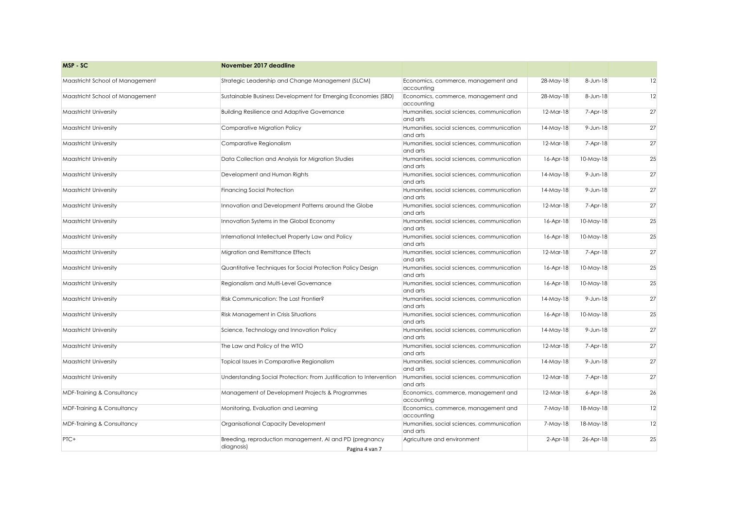| MSP - SC | November 2017 deadline | | | | |
|---|---|---|---|---|---|
| Maastricht School of Management | Strategic Leadership and Change Management (SLCM) | Economics, commerce, management and accounting | 28-May-18 | 8-Jun-18 | 12 |
| Maastricht School of Management | Sustainable Business Development for Emerging Economies (SBD) | Economics, commerce, management and accounting | 28-May-18 | 8-Jun-18 | 12 |
| Maastricht University | Building Resilience and Adaptive Governance | Humanities, social sciences, communication and arts | 12-Mar-18 | 7-Apr-18 | 27 |
| Maastricht University | Comparative Migration Policy | Humanities, social sciences, communication and arts | 14-May-18 | 9-Jun-18 | 27 |
| Maastricht University | Comparative Regionalism | Humanities, social sciences, communication and arts | 12-Mar-18 | 7-Apr-18 | 27 |
| Maastricht University | Data Collection and Analysis for Migration Studies | Humanities, social sciences, communication and arts | 16-Apr-18 | 10-May-18 | 25 |
| Maastricht University | Development and Human Rights | Humanities, social sciences, communication and arts | 14-May-18 | 9-Jun-18 | 27 |
| Maastricht University | Financing Social Protection | Humanities, social sciences, communication and arts | 14-May-18 | 9-Jun-18 | 27 |
| Maastricht University | Innovation and Development Patterns around the Globe | Humanities, social sciences, communication and arts | 12-Mar-18 | 7-Apr-18 | 27 |
| Maastricht University | Innovation Systems in the Global Economy | Humanities, social sciences, communication and arts | 16-Apr-18 | 10-May-18 | 25 |
| Maastricht University | International Intellectuel Property Law and Policy | Humanities, social sciences, communication and arts | 16-Apr-18 | 10-May-18 | 25 |
| Maastricht University | Migration and Remittance Effects | Humanities, social sciences, communication and arts | 12-Mar-18 | 7-Apr-18 | 27 |
| Maastricht University | Quantitative Techniques for Social Protection Policy Design | Humanities, social sciences, communication and arts | 16-Apr-18 | 10-May-18 | 25 |
| Maastricht University | Regionalism and Multi-Level Governance | Humanities, social sciences, communication and arts | 16-Apr-18 | 10-May-18 | 25 |
| Maastricht University | Risk Communication: The Last Frontier? | Humanities, social sciences, communication and arts | 14-May-18 | 9-Jun-18 | 27 |
| Maastricht University | Risk Management in Crisis Situations | Humanities, social sciences, communication and arts | 16-Apr-18 | 10-May-18 | 25 |
| Maastricht University | Science, Technology and Innovation Policy | Humanities, social sciences, communication and arts | 14-May-18 | 9-Jun-18 | 27 |
| Maastricht University | The Law and Policy of the WTO | Humanities, social sciences, communication and arts | 12-Mar-18 | 7-Apr-18 | 27 |
| Maastricht University | Topical Issues in Comparative Regionalism | Humanities, social sciences, communication and arts | 14-May-18 | 9-Jun-18 | 27 |
| Maastricht University | Understanding Social Protection: From Justification to Intervention | Humanities, social sciences, communication and arts | 12-Mar-18 | 7-Apr-18 | 27 |
| MDF-Training & Consultancy | Management of Development Projects & Programmes | Economics, commerce, management and accounting | 12-Mar-18 | 6-Apr-18 | 26 |
| MDF-Training & Consultancy | Monitoring, Evaluation and Learning | Economics, commerce, management and accounting | 7-May-18 | 18-May-18 | 12 |
| MDF-Training & Consultancy | Organisational Capacity Development | Humanities, social sciences, communication and arts | 7-May-18 | 18-May-18 | 12 |
| PTC+ | Breeding, reproduction management, AI and PD (pregnancy diagnosis) | Agriculture and environment | 2-Apr-18 | 26-Apr-18 | 25 |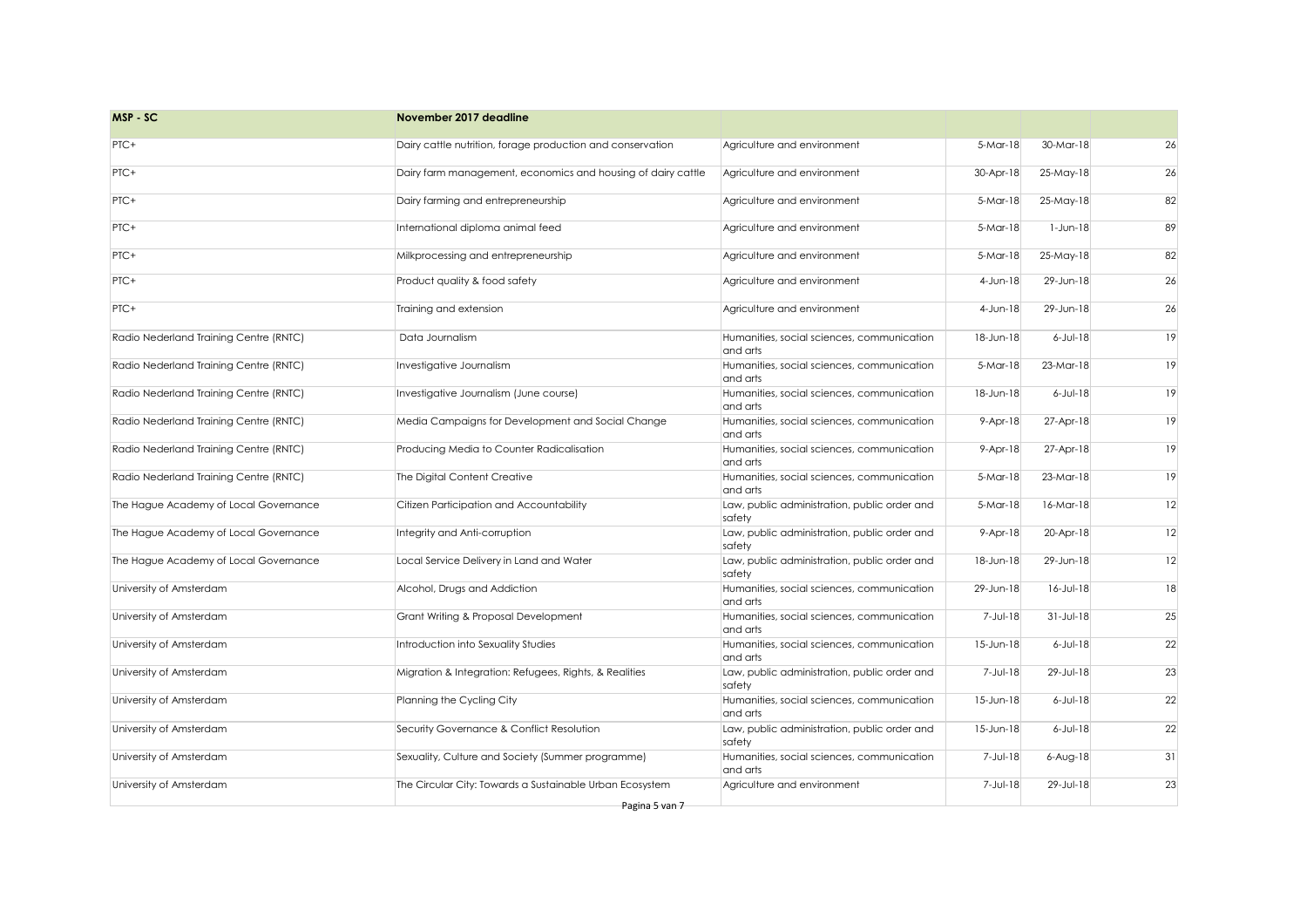| MSP - SC | November 2017 deadline | | | | |
|---|---|---|---|---|---|
| PTC+ | Dairy cattle nutrition, forage production and conservation | Agriculture and environment | 5-Mar-18 | 30-Mar-18 | 26 |
| PTC+ | Dairy farm management, economics and housing of dairy cattle | Agriculture and environment | 30-Apr-18 | 25-May-18 | 26 |
| PTC+ | Dairy farming and entrepreneurship | Agriculture and environment | 5-Mar-18 | 25-May-18 | 82 |
| PTC+ | International diploma animal feed | Agriculture and environment | 5-Mar-18 | 1-Jun-18 | 89 |
| PTC+ | Milkprocessing and entrepreneurship | Agriculture and environment | 5-Mar-18 | 25-May-18 | 82 |
| PTC+ | Product quality & food safety | Agriculture and environment | 4-Jun-18 | 29-Jun-18 | 26 |
| PTC+ | Training and extension | Agriculture and environment | 4-Jun-18 | 29-Jun-18 | 26 |
| Radio Nederland Training Centre (RNTC) | Data Journalism | Humanities, social sciences, communication and arts | 18-Jun-18 | 6-Jul-18 | 19 |
| Radio Nederland Training Centre (RNTC) | Investigative Journalism | Humanities, social sciences, communication and arts | 5-Mar-18 | 23-Mar-18 | 19 |
| Radio Nederland Training Centre (RNTC) | Investigative Journalism (June course) | Humanities, social sciences, communication and arts | 18-Jun-18 | 6-Jul-18 | 19 |
| Radio Nederland Training Centre (RNTC) | Media Campaigns for Development and Social Change | Humanities, social sciences, communication and arts | 9-Apr-18 | 27-Apr-18 | 19 |
| Radio Nederland Training Centre (RNTC) | Producing Media to Counter Radicalisation | Humanities, social sciences, communication and arts | 9-Apr-18 | 27-Apr-18 | 19 |
| Radio Nederland Training Centre (RNTC) | The Digital Content Creative | Humanities, social sciences, communication and arts | 5-Mar-18 | 23-Mar-18 | 19 |
| The Hague Academy of Local Governance | Citizen Participation and Accountability | Law, public administration, public order and safety | 5-Mar-18 | 16-Mar-18 | 12 |
| The Hague Academy of Local Governance | Integrity and Anti-corruption | Law, public administration, public order and safety | 9-Apr-18 | 20-Apr-18 | 12 |
| The Hague Academy of Local Governance | Local Service Delivery in Land and Water | Law, public administration, public order and safety | 18-Jun-18 | 29-Jun-18 | 12 |
| University of Amsterdam | Alcohol, Drugs and Addiction | Humanities, social sciences, communication and arts | 29-Jun-18 | 16-Jul-18 | 18 |
| University of Amsterdam | Grant Writing & Proposal Development | Humanities, social sciences, communication and arts | 7-Jul-18 | 31-Jul-18 | 25 |
| University of Amsterdam | Introduction into Sexuality Studies | Humanities, social sciences, communication and arts | 15-Jun-18 | 6-Jul-18 | 22 |
| University of Amsterdam | Migration & Integration: Refugees, Rights, & Realities | Law, public administration, public order and safety | 7-Jul-18 | 29-Jul-18 | 23 |
| University of Amsterdam | Planning the Cycling City | Humanities, social sciences, communication and arts | 15-Jun-18 | 6-Jul-18 | 22 |
| University of Amsterdam | Security Governance & Conflict Resolution | Law, public administration, public order and safety | 15-Jun-18 | 6-Jul-18 | 22 |
| University of Amsterdam | Sexuality, Culture and Society (Summer programme) | Humanities, social sciences, communication and arts | 7-Jul-18 | 6-Aug-18 | 31 |
| University of Amsterdam | The Circular City: Towards a Sustainable Urban Ecosystem | Agriculture and environment | 7-Jul-18 | 29-Jul-18 | 23 |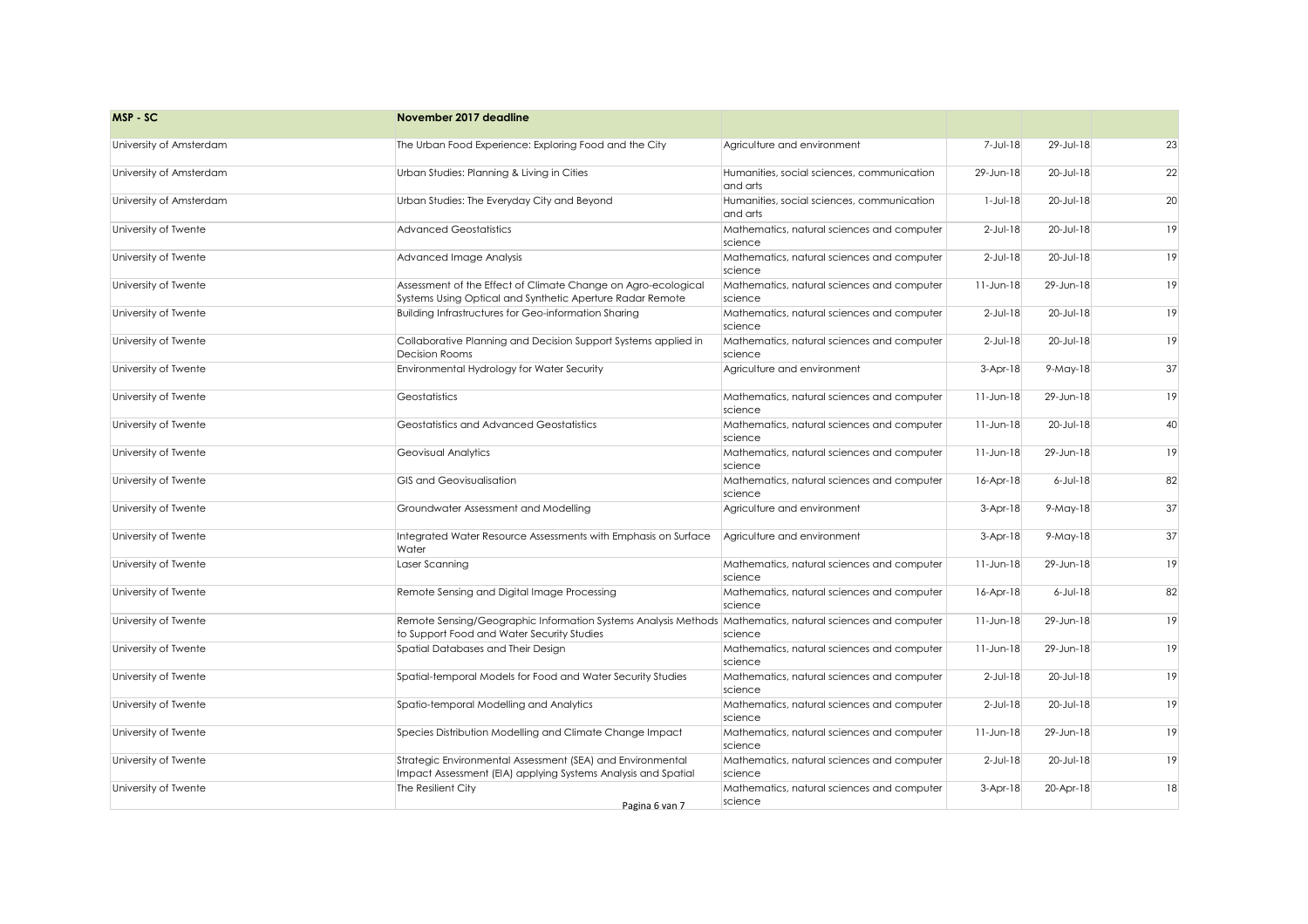| MSP - SC | November 2017 deadline | | | | |
|---|---|---|---|---|---|
| University of Amsterdam | The Urban Food Experience: Exploring Food and the City | Agriculture and environment | 7-Jul-18 | 29-Jul-18 | 23 |
| University of Amsterdam | Urban Studies: Planning & Living in Cities | Humanities, social sciences, communication and arts | 29-Jun-18 | 20-Jul-18 | 22 |
| University of Amsterdam | Urban Studies: The Everyday City and Beyond | Humanities, social sciences, communication and arts | 1-Jul-18 | 20-Jul-18 | 20 |
| University of Twente | Advanced Geostatistics | Mathematics, natural sciences and computer science | 2-Jul-18 | 20-Jul-18 | 19 |
| University of Twente | Advanced Image Analysis | Mathematics, natural sciences and computer science | 2-Jul-18 | 20-Jul-18 | 19 |
| University of Twente | Assessment of the Effect of Climate Change on Agro-ecological Systems Using Optical and Synthetic Aperture Radar Remote | Mathematics, natural sciences and computer science | 11-Jun-18 | 29-Jun-18 | 19 |
| University of Twente | Building Infrastructures for Geo-information Sharing | Mathematics, natural sciences and computer science | 2-Jul-18 | 20-Jul-18 | 19 |
| University of Twente | Collaborative Planning and Decision Support Systems applied in Decision Rooms | Mathematics, natural sciences and computer science | 2-Jul-18 | 20-Jul-18 | 19 |
| University of Twente | Environmental Hydrology for Water Security | Agriculture and environment | 3-Apr-18 | 9-May-18 | 37 |
| University of Twente | Geostatistics | Mathematics, natural sciences and computer science | 11-Jun-18 | 29-Jun-18 | 19 |
| University of Twente | Geostatistics and Advanced Geostatistics | Mathematics, natural sciences and computer science | 11-Jun-18 | 20-Jul-18 | 40 |
| University of Twente | Geovisual Analytics | Mathematics, natural sciences and computer science | 11-Jun-18 | 29-Jun-18 | 19 |
| University of Twente | GIS and Geovisualisation | Mathematics, natural sciences and computer science | 16-Apr-18 | 6-Jul-18 | 82 |
| University of Twente | Groundwater Assessment and Modelling | Agriculture and environment | 3-Apr-18 | 9-May-18 | 37 |
| University of Twente | Integrated Water Resource Assessments with Emphasis on Surface Water | Agriculture and environment | 3-Apr-18 | 9-May-18 | 37 |
| University of Twente | Laser Scanning | Mathematics, natural sciences and computer science | 11-Jun-18 | 29-Jun-18 | 19 |
| University of Twente | Remote Sensing and Digital Image Processing | Mathematics, natural sciences and computer science | 16-Apr-18 | 6-Jul-18 | 82 |
| University of Twente | Remote Sensing/Geographic Information Systems Analysis Methods to Support Food and Water Security Studies | Mathematics, natural sciences and computer science | 11-Jun-18 | 29-Jun-18 | 19 |
| University of Twente | Spatial Databases and Their Design | Mathematics, natural sciences and computer science | 11-Jun-18 | 29-Jun-18 | 19 |
| University of Twente | Spatial-temporal Models for Food and Water Security Studies | Mathematics, natural sciences and computer science | 2-Jul-18 | 20-Jul-18 | 19 |
| University of Twente | Spatio-temporal Modelling and Analytics | Mathematics, natural sciences and computer science | 2-Jul-18 | 20-Jul-18 | 19 |
| University of Twente | Species Distribution Modelling and Climate Change Impact | Mathematics, natural sciences and computer science | 11-Jun-18 | 29-Jun-18 | 19 |
| University of Twente | Strategic Environmental Assessment (SEA) and Environmental Impact Assessment (EIA) applying Systems Analysis and Spatial | Mathematics, natural sciences and computer science | 2-Jul-18 | 20-Jul-18 | 19 |
| University of Twente | The Resilient City | Mathematics, natural sciences and computer science | 3-Apr-18 | 20-Apr-18 | 18 |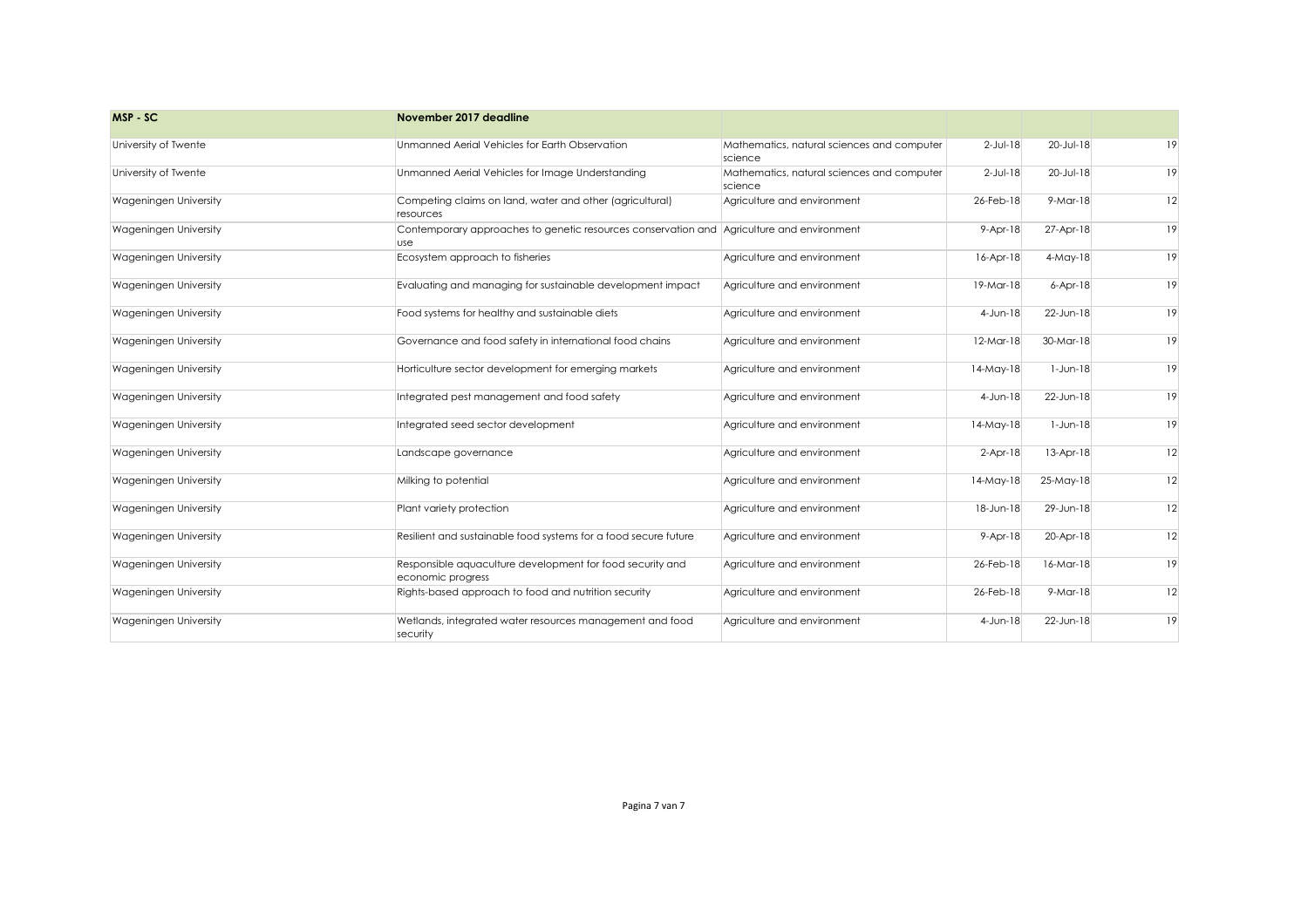| MSP - SC | November 2017 deadline | | | | |
|---|---|---|---|---|---|
| University of Twente | Unmanned Aerial Vehicles for Earth Observation | Mathematics, natural sciences and computer science | 2-Jul-18 | 20-Jul-18 | 19 |
| University of Twente | Unmanned Aerial Vehicles for Image Understanding | Mathematics, natural sciences and computer science | 2-Jul-18 | 20-Jul-18 | 19 |
| Wageningen University | Competing claims on land, water and other (agricultural) resources | Agriculture and environment | 26-Feb-18 | 9-Mar-18 | 12 |
| Wageningen University | Contemporary approaches to genetic resources conservation and use | Agriculture and environment | 9-Apr-18 | 27-Apr-18 | 19 |
| Wageningen University | Ecosystem approach to fisheries | Agriculture and environment | 16-Apr-18 | 4-May-18 | 19 |
| Wageningen University | Evaluating and managing for sustainable development impact | Agriculture and environment | 19-Mar-18 | 6-Apr-18 | 19 |
| Wageningen University | Food systems for healthy and sustainable diets | Agriculture and environment | 4-Jun-18 | 22-Jun-18 | 19 |
| Wageningen University | Governance and food safety in international food chains | Agriculture and environment | 12-Mar-18 | 30-Mar-18 | 19 |
| Wageningen University | Horticulture sector development for emerging markets | Agriculture and environment | 14-May-18 | 1-Jun-18 | 19 |
| Wageningen University | Integrated pest management and food safety | Agriculture and environment | 4-Jun-18 | 22-Jun-18 | 19 |
| Wageningen University | Integrated seed sector development | Agriculture and environment | 14-May-18 | 1-Jun-18 | 19 |
| Wageningen University | Landscape governance | Agriculture and environment | 2-Apr-18 | 13-Apr-18 | 12 |
| Wageningen University | Milking to potential | Agriculture and environment | 14-May-18 | 25-May-18 | 12 |
| Wageningen University | Plant variety protection | Agriculture and environment | 18-Jun-18 | 29-Jun-18 | 12 |
| Wageningen University | Resilient and sustainable food systems for a food secure future | Agriculture and environment | 9-Apr-18 | 20-Apr-18 | 12 |
| Wageningen University | Responsible aquaculture development for food security and economic progress | Agriculture and environment | 26-Feb-18 | 16-Mar-18 | 19 |
| Wageningen University | Rights-based approach to food and nutrition security | Agriculture and environment | 26-Feb-18 | 9-Mar-18 | 12 |
| Wageningen University | Wetlands, integrated water resources management and food security | Agriculture and environment | 4-Jun-18 | 22-Jun-18 | 19 |